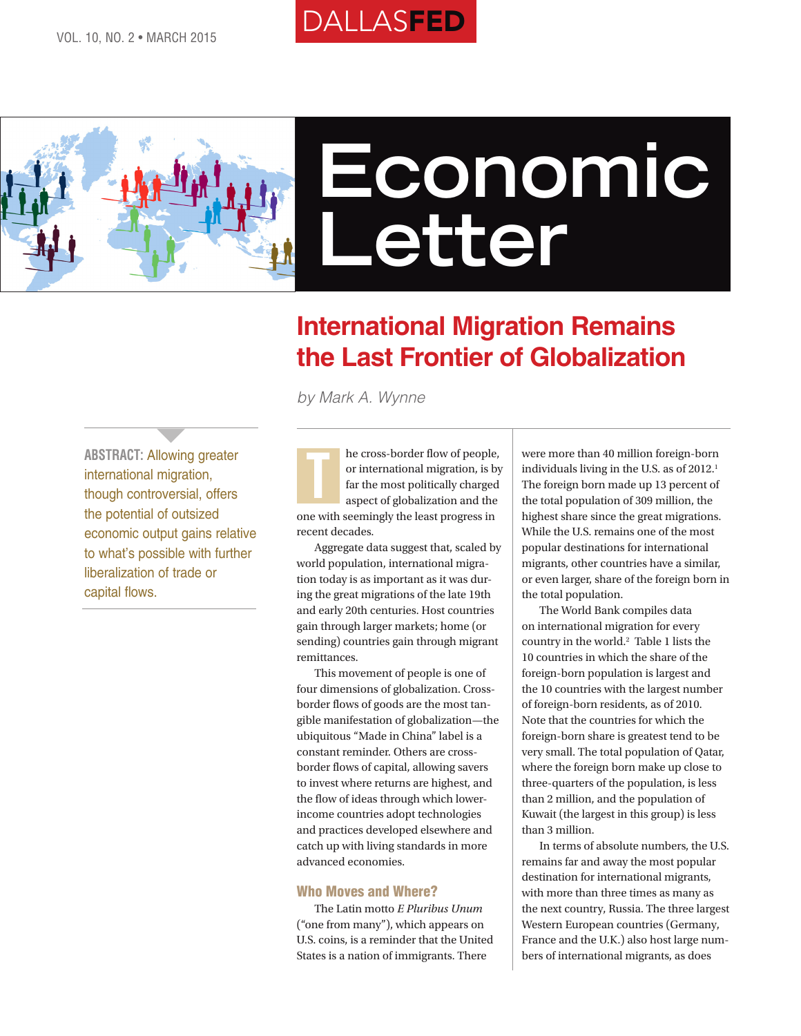# Economic Letter

## International Migration Remains the Last Frontier of Globalization

*by Mark A. Wynne*

**ABSTRACT:** Allowing greater international migration, though controversial, offers the potential of outsized economic output gains relative to what's possible with further liberalization of trade or capital flows.

The cross-border flow of people, or international migration, is by far the most politically charged aspect of globalization and the one with seemingly the least progress in recent decades.

Aggregate data suggest that, scaled by world population, international migration today is as important as it was during the great migrations of the late 19th and early 20th centuries. Host countries gain through larger markets; home (or sending) countries gain through migrant remittances.

This movement of people is one of four dimensions of globalization. Cross-border flows of goods are the most tangible manifestation of globalization—the ubiquitous "Made in China" label is a constant reminder. Others are cross-border flows of capital, allowing savers to invest where returns are highest, and the flow of ideas through which lower-income countries adopt technologies and practices developed elsewhere and catch up with living standards in more advanced economies.

### Who Moves and Where?

The Latin motto *E Pluribus Unum* ("one from many"), which appears on U.S. coins, is a reminder that the United States is a nation of immigrants. There were more than 40 million foreign-born individuals living in the U.S. as of 2012.[1] The foreign born made up 13 percent of the total population of 309 million, the highest share since the great migrations. While the U.S. remains one of the most popular destinations for international migrants, other countries have a similar, or even larger, share of the foreign born in the total population.

The World Bank compiles data on international migration for every country in the world.[2] Table 1 lists the 10 countries in which the share of the foreign-born population is largest and the 10 countries with the largest number of foreign-born residents, as of 2010. Note that the countries for which the foreign-born share is greatest tend to be very small. The total population of Qatar, where the foreign born make up close to three-quarters of the population, is less than 2 million, and the population of Kuwait (the largest in this group) is less than 3 million.

In terms of absolute numbers, the U.S. remains far and away the most popular destination for international migrants, with more than three times as many as the next country, Russia. The three largest Western European countries (Germany, France and the U.K.) also host large numbers of international migrants, as does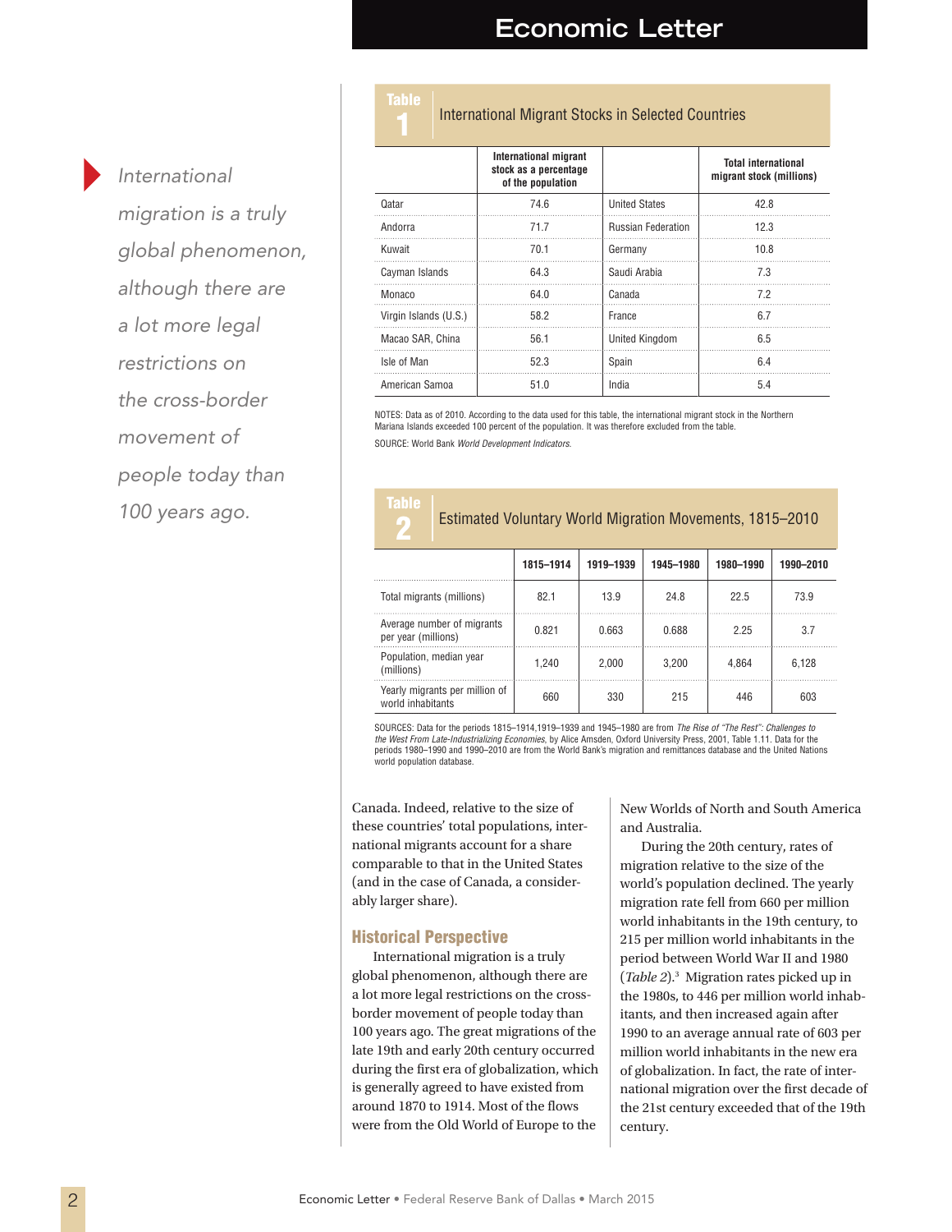International migration is a truly global phenomenon, although there are a lot more legal restrictions on the cross-border movement of people today than 100 years ago.

**Table 1: International Migrant Stocks in Selected Countries**

| | International migrant stock as a percentage of the population | | Total international migrant stock (millions) |
|---|---|---|---|
| Qatar | 74.6 | United States | 42.8 |
| Andorra | 71.7 | Russian Federation | 12.3 |
| Kuwait | 70.1 | Germany | 10.8 |
| Cayman Islands | 64.3 | Saudi Arabia | 7.3 |
| Monaco | 64.0 | Canada | 7.2 |
| Virgin Islands (U.S.) | 58.2 | France | 6.7 |
| Macao SAR, China | 56.1 | United Kingdom | 6.5 |
| Isle of Man | 52.3 | Spain | 6.4 |
| American Samoa | 51.0 | India | 5.4 |

NOTES: Data as of 2010. According to the data used for this table, the international migrant stock in the Northern Mariana Islands exceeded 100 percent of the population. It was therefore excluded from the table.

SOURCE: World Bank *World Development Indicators*.

**Table 2: Estimated Voluntary World Migration Movements, 1815–2010**

| | 1815–1914 | 1919–1939 | 1945–1980 | 1980–1990 | 1990–2010 |
|---|---|---|---|---|---|
| Total migrants (millions) | 82.1 | 13.9 | 24.8 | 22.5 | 73.9 |
| Average number of migrants per year (millions) | 0.821 | 0.663 | 0.688 | 2.25 | 3.7 |
| Population, median year (millions) | 1,240 | 2,000 | 3,200 | 4,864 | 6,128 |
| Yearly migrants per million of world inhabitants | 660 | 330 | 215 | 446 | 603 |

SOURCES: Data for the periods 1815–1914,1919–1939 and 1945–1980 are from *The Rise of "The Rest": Challenges to the West From Late-Industrializing Economies*, by Alice Amsden, Oxford University Press, 2001, Table 1.11. Data for the periods 1980–1990 and 1990–2010 are from the World Bank's migration and remittances database and the United Nations world population database.

Canada. Indeed, relative to the size of these countries' total populations, international migrants account for a share comparable to that in the United States (and in the case of Canada, a considerably larger share).

## Historical Perspective

International migration is a truly global phenomenon, although there are a lot more legal restrictions on the cross-border movement of people today than 100 years ago. The great migrations of the late 19th and early 20th century occurred during the first era of globalization, which is generally agreed to have existed from around 1870 to 1914. Most of the flows were from the Old World of Europe to the New Worlds of North and South America and Australia.

During the 20th century, rates of migration relative to the size of the world's population declined. The yearly migration rate fell from 660 per million world inhabitants in the 19th century, to 215 per million world inhabitants in the period between World War II and 1980 (*Table 2*).[3] Migration rates picked up in the 1980s, to 446 per million world inhabitants, and then increased again after 1990 to an average annual rate of 603 per million world inhabitants in the new era of globalization. In fact, the rate of international migration over the first decade of the 21st century exceeded that of the 19th century.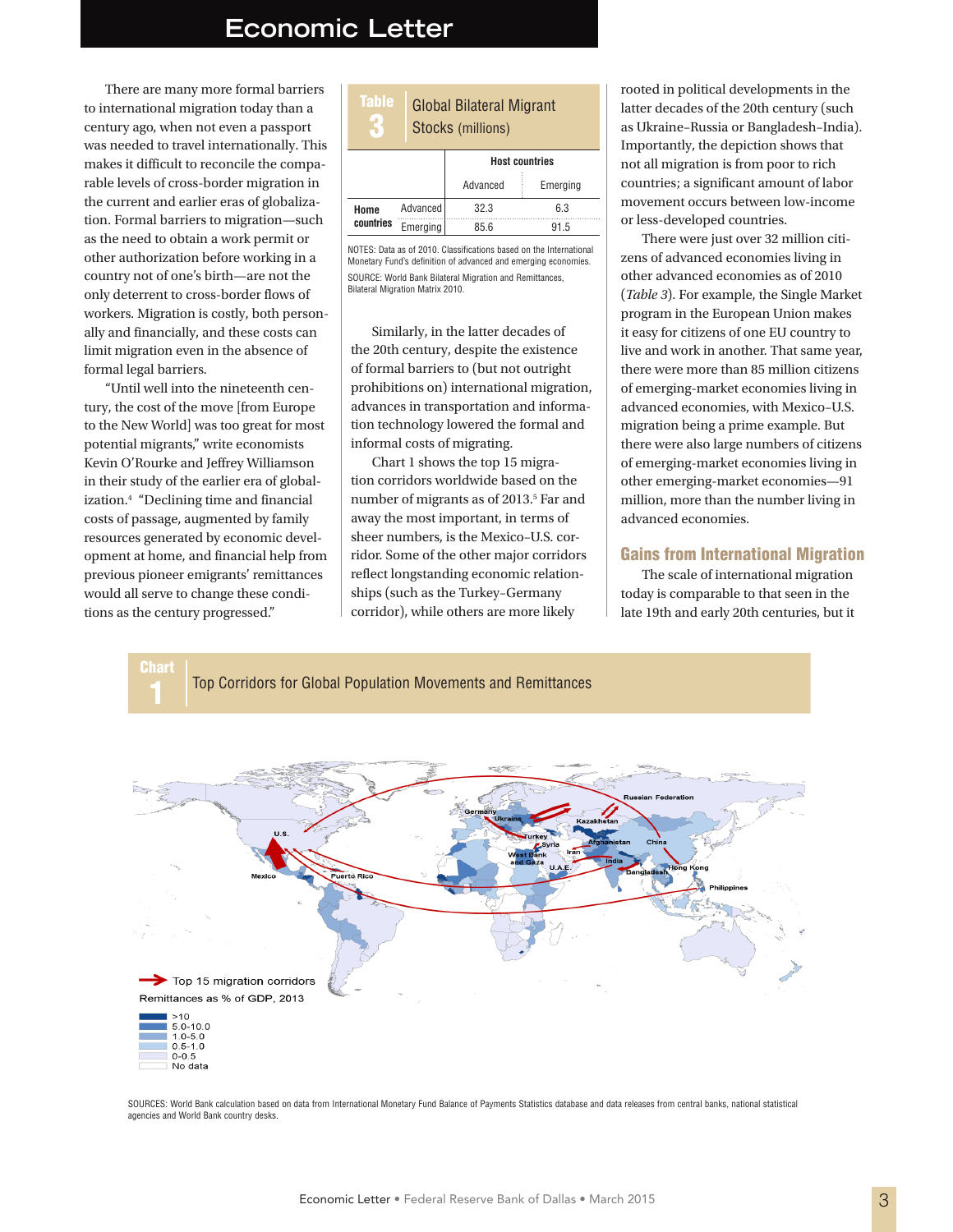There are many more formal barriers to international migration today than a century ago, when not even a passport was needed to travel internationally. This makes it difficult to reconcile the comparable levels of cross-border migration in the current and earlier eras of globalization. Formal barriers to migration—such as the need to obtain a work permit or other authorization before working in a country not of one's birth—are not the only deterrent to cross-border flows of workers. Migration is costly, both personally and financially, and these costs can limit migration even in the absence of formal legal barriers.

"Until well into the nineteenth century, the cost of the move [from Europe to the New World] was too great for most potential migrants," write economists Kevin O'Rourke and Jeffrey Williamson in their study of the earlier era of globalization.[4] "Declining time and financial costs of passage, augmented by family resources generated by economic development at home, and financial help from previous pioneer emigrants' remittances would all serve to change these conditions as the century progressed."

**Table 3: Global Bilateral Migrant Stocks (millions)**

| | | Host countries: Advanced | Host countries: Emerging |
|---|---|---|---|
| **Home countries** | Advanced | 32.3 | 6.3 |
| | Emerging | 85.6 | 91.5 |

NOTES: Data as of 2010. Classifications based on the International Monetary Fund's definition of advanced and emerging economies.

SOURCE: World Bank Bilateral Migration and Remittances, Bilateral Migration Matrix 2010.

Similarly, in the latter decades of the 20th century, despite the existence of formal barriers to (but not outright prohibitions on) international migration, advances in transportation and information technology lowered the formal and informal costs of migrating.

Chart 1 shows the top 15 migration corridors worldwide based on the number of migrants as of 2013.[5] Far and away the most important, in terms of sheer numbers, is the Mexico–U.S. corridor. Some of the other major corridors reflect longstanding economic relationships (such as the Turkey–Germany corridor), while others are more likely rooted in political developments in the latter decades of the 20th century (such as Ukraine–Russia or Bangladesh–India). Importantly, the depiction shows that not all migration is from poor to rich countries; a significant amount of labor movement occurs between low-income or less-developed countries.

There were just over 32 million citizens of advanced economies living in other advanced economies as of 2010 (*Table 3*). For example, the Single Market program in the European Union makes it easy for citizens of one EU country to live and work in another. That same year, there were more than 85 million citizens of emerging-market economies living in advanced economies, with Mexico–U.S. migration being a prime example. But there were also large numbers of citizens of emerging-market economies living in other emerging-market economies—91 million, more than the number living in advanced economies.

## Gains from International Migration

The scale of international migration today is comparable to that seen in the late 19th and early 20th centuries, but it

**Chart 1: Top Corridors for Global Population Movements and Remittances**

Top 15 migration corridors

Remittances as % of GDP, 2013

- >10
- 5.0–10.0
- 1.0–5.0
- 0.5–1.0
- 0–0.5
- No data

SOURCES: World Bank calculation based on data from International Monetary Fund Balance of Payments Statistics database and data releases from central banks, national statistical agencies and World Bank country desks.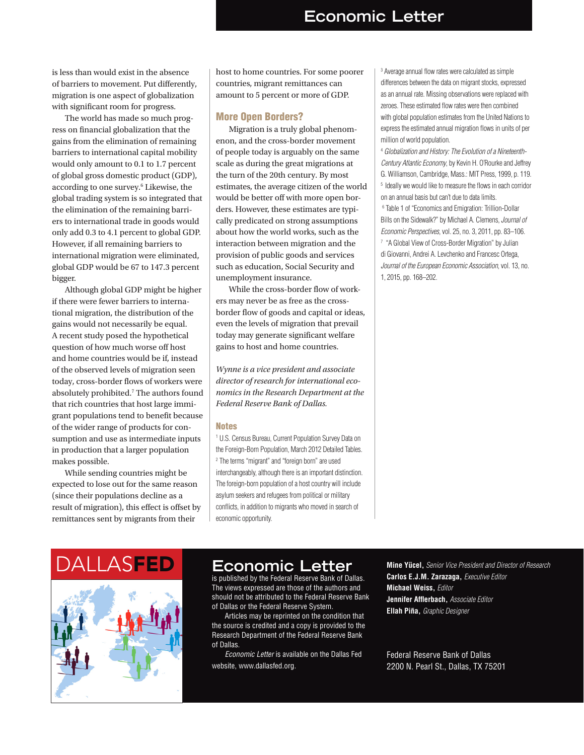is less than would exist in the absence of barriers to movement. Put differently, migration is one aspect of globalization with significant room for progress.

The world has made so much progress on financial globalization that the gains from the elimination of remaining barriers to international capital mobility would only amount to 0.1 to 1.7 percent of global gross domestic product (GDP), according to one survey.[6] Likewise, the global trading system is so integrated that the elimination of the remaining barriers to international trade in goods would only add 0.3 to 4.1 percent to global GDP. However, if all remaining barriers to international migration were eliminated, global GDP would be 67 to 147.3 percent bigger.

Although global GDP might be higher if there were fewer barriers to international migration, the distribution of the gains would not necessarily be equal. A recent study posed the hypothetical question of how much worse off host and home countries would be if, instead of the observed levels of migration seen today, cross-border flows of workers were absolutely prohibited.[7] The authors found that rich countries that host large immigrant populations tend to benefit because of the wider range of products for consumption and use as intermediate inputs in production that a larger population makes possible.

While sending countries might be expected to lose out for the same reason (since their populations decline as a result of migration), this effect is offset by remittances sent by migrants from their host to home countries. For some poorer countries, migrant remittances can amount to 5 percent or more of GDP.

## More Open Borders?

Migration is a truly global phenomenon, and the cross-border movement of people today is arguably on the same scale as during the great migrations at the turn of the 20th century. By most estimates, the average citizen of the world would be better off with more open borders. However, these estimates are typically predicated on strong assumptions about how the world works, such as the interaction between migration and the provision of public goods and services such as education, Social Security and unemployment insurance.

While the cross-border flow of workers may never be as free as the cross-border flow of goods and capital or ideas, even the levels of migration that prevail today may generate significant welfare gains to host and home countries.

*Wynne is a vice president and associate director of research for international economics in the Research Department at the Federal Reserve Bank of Dallas.*

## Notes

[1] U.S. Census Bureau, Current Population Survey Data on the Foreign-Born Population, March 2012 Detailed Tables.

[2] The terms "migrant" and "foreign born" are used interchangeably, although there is an important distinction. The foreign-born population of a host country will include asylum seekers and refugees from political or military conflicts, in addition to migrants who moved in search of economic opportunity.

[3] Average annual flow rates were calculated as simple differences between the data on migrant stocks, expressed as an annual rate. Missing observations were replaced with zeroes. These estimated flow rates were then combined with global population estimates from the United Nations to express the estimated annual migration flows in units of per million of world population.

[4] *Globalization and History: The Evolution of a Nineteenth-Century Atlantic Economy*, by Kevin H. O'Rourke and Jeffrey G. Williamson, Cambridge, Mass.: MIT Press, 1999, p. 119.

[5] Ideally we would like to measure the flows in each corridor on an annual basis but can't due to data limits.

[6] Table 1 of "Economics and Emigration: Trillion-Dollar Bills on the Sidewalk?" by Michael A. Clemens, *Journal of Economic Perspectives*, vol. 25, no. 3, 2011, pp. 83–106.

[7] "A Global View of Cross-Border Migration" by Julian di Giovanni, Andrei A. Levchenko and Francesc Ortega, *Journal of the European Economic Association*, vol. 13, no. 1, 2015, pp. 168–202.

DALLASFED

**Economic Letter** is published by the Federal Reserve Bank of Dallas. The views expressed are those of the authors and should not be attributed to the Federal Reserve Bank of Dallas or the Federal Reserve System.

Articles may be reprinted on the condition that the source is credited and a copy is provided to the Research Department of the Federal Reserve Bank of Dallas.

*Economic Letter* is available on the Dallas Fed website, www.dallasfed.org.

**Mine Yücel**, *Senior Vice President and Director of Research*
**Carlos E.J.M. Zarazaga**, *Executive Editor*
**Michael Weiss**, *Editor*
**Jennifer Afflerbach**, *Associate Editor*
**Ellah Piña**, *Graphic Designer*

Federal Reserve Bank of Dallas
2200 N. Pearl St., Dallas, TX 75201